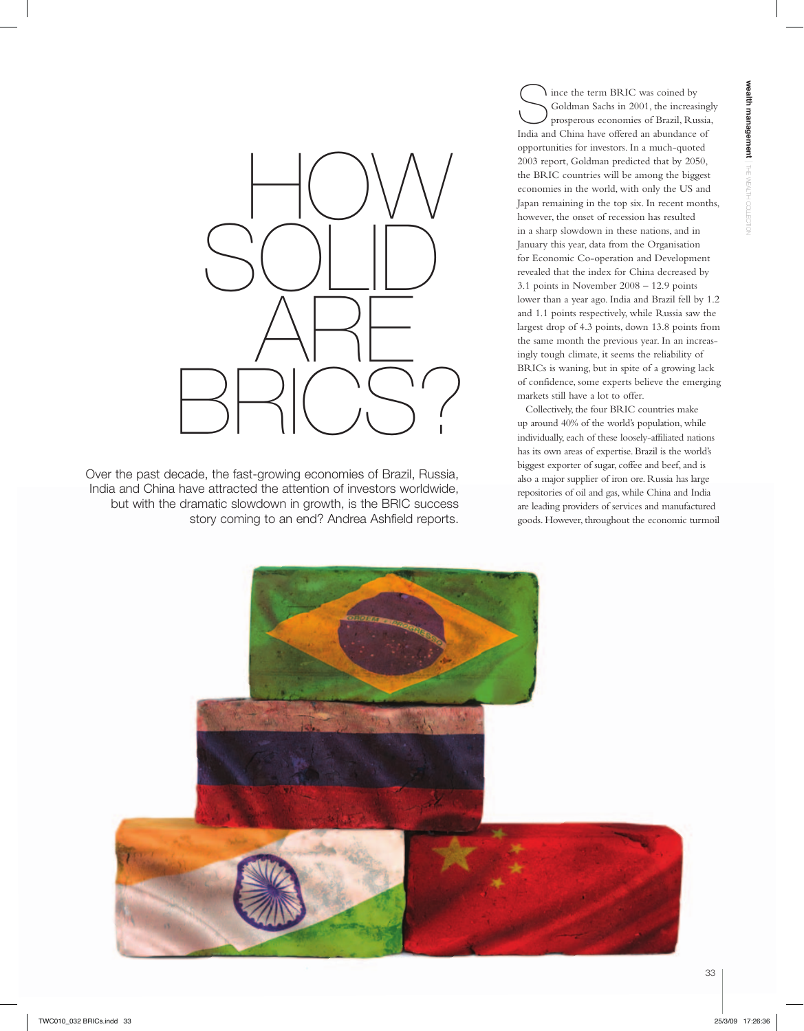# HOW SOLID ARE BRICS?

Over the past decade, the fast-growing economies of Brazil, Russia, India and China have attracted the attention of investors worldwide, but with the dramatic slowdown in growth, is the BRIC success story coming to an end? Andrea Ashfield reports.

Since the term BRIC was coined by Goldman Sachs in 2001, the increasingly prosperous economies of Brazil, Russia, India and China have offered an abundance of opportunities for investors. In a much-quoted 2003 report, Goldman predicted that by 2050, the BRIC countries will be among the biggest economies in the world, with only the US and Japan remaining in the top six. In recent months, however, the onset of recession has resulted in a sharp slowdown in these nations, and in January this year, data from the Organisation for Economic Co-operation and Development revealed that the index for China decreased by 3.1 points in November 2008 – 12.9 points lower than a year ago. India and Brazil fell by 1.2 and 1.1 points respectively, while Russia saw the largest drop of 4.3 points, down 13.8 points from the same month the previous year. In an increasingly tough climate, it seems the reliability of BRICs is waning, but in spite of a growing lack of confidence, some experts believe the emerging markets still have a lot to offer.

Collectively, the four BRIC countries make up around 40% of the world's population, while individually, each of these loosely-affiliated nations has its own areas of expertise. Brazil is the world's biggest exporter of sugar, coffee and beef, and is also a major supplier of iron ore. Russia has large repositories of oil and gas, while China and India are leading providers of services and manufactured goods. However, throughout the economic turmoil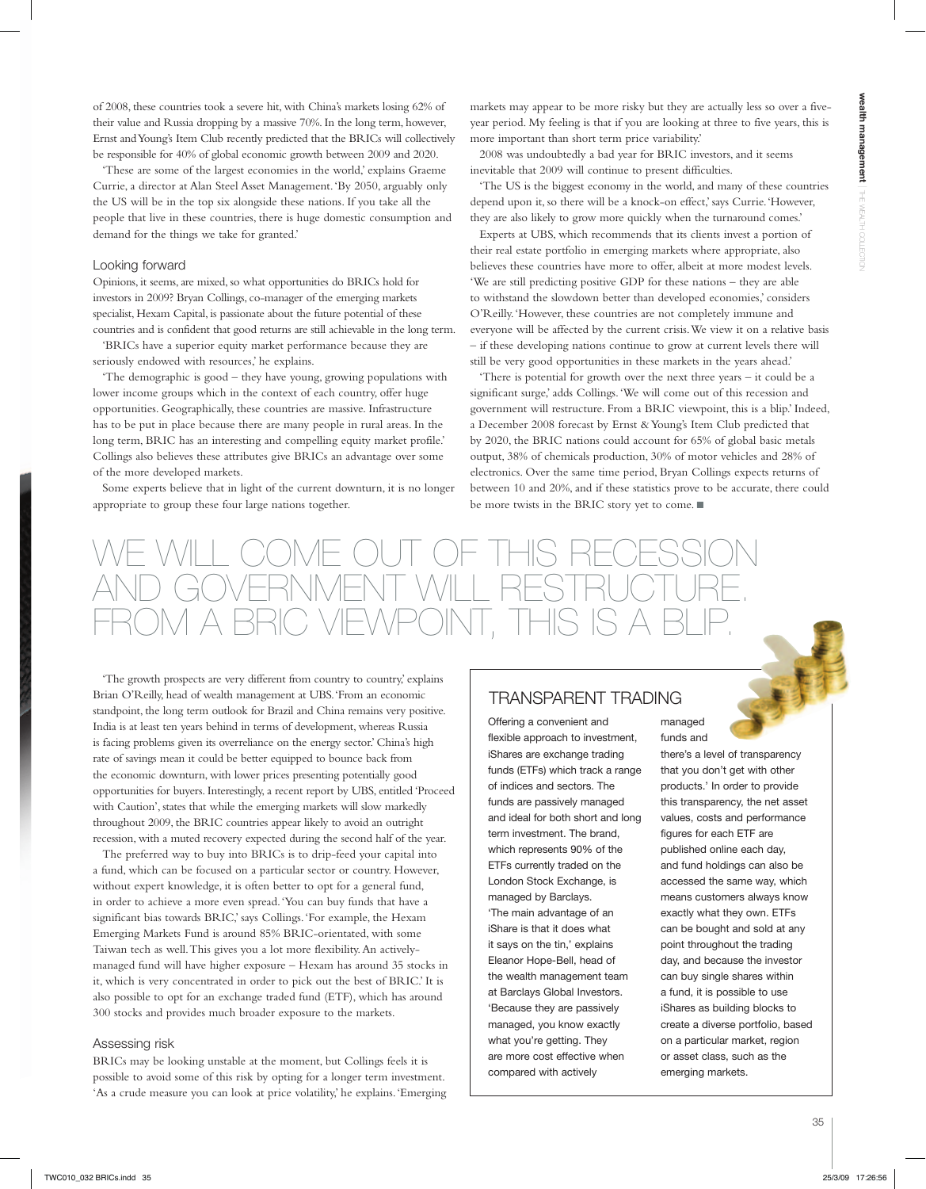of 2008, these countries took a severe hit, with China's markets losing 62% of their value and Russia dropping by a massive 70%. In the long term, however, Ernst and Young's Item Club recently predicted that the BRICs will collectively be responsible for 40% of global economic growth between 2009 and 2020.

'These are some of the largest economies in the world,' explains Graeme Currie, a director at Alan Steel Asset Management. 'By 2050, arguably only the US will be in the top six alongside these nations. If you take all the people that live in these countries, there is huge domestic consumption and demand for the things we take for granted.'

## Looking forward

Opinions, it seems, are mixed, so what opportunities do BRICs hold for investors in 2009? Bryan Collings, co-manager of the emerging markets specialist, Hexam Capital, is passionate about the future potential of these countries and is confident that good returns are still achievable in the long term.

'BRICs have a superior equity market performance because they are seriously endowed with resources,' he explains.

'The demographic is good – they have young, growing populations with lower income groups which in the context of each country, offer huge opportunities. Geographically, these countries are massive. Infrastructure has to be put in place because there are many people in rural areas. In the long term, BRIC has an interesting and compelling equity market profile.' Collings also believes these attributes give BRICs an advantage over some of the more developed markets.

Some experts believe that in light of the current downturn, it is no longer appropriate to group these four large nations together.

markets may appear to be more risky but they are actually less so over a five-year period. My feeling is that if you are looking at three to five years, this is more important than short term price variability.'

2008 was undoubtedly a bad year for BRIC investors, and it seems inevitable that 2009 will continue to present difficulties.

'The US is the biggest economy in the world, and many of these countries depend upon it, so there will be a knock-on effect,' says Currie. 'However, they are also likely to grow more quickly when the turnaround comes.'

Experts at UBS, which recommends that its clients invest a portion of their real estate portfolio in emerging markets where appropriate, also believes these countries have more to offer, albeit at more modest levels. 'We are still predicting positive GDP for these nations – they are able to withstand the slowdown better than developed economies,' considers O'Reilly. 'However, these countries are not completely immune and everyone will be affected by the current crisis. We view it on a relative basis – if these developing nations continue to grow at current levels there will still be very good opportunities in these markets in the years ahead.'

'There is potential for growth over the next three years – it could be a significant surge,' adds Collings. 'We will come out of this recession and government will restructure. From a BRIC viewpoint, this is a blip.' Indeed, a December 2008 forecast by Ernst & Young's Item Club predicted that by 2020, the BRIC nations could account for 65% of global basic metals output, 38% of chemicals production, 30% of motor vehicles and 28% of electronics. Over the same time period, Bryan Collings expects returns of between 10 and 20%, and if these statistics prove to be accurate, there could be more twists in the BRIC story yet to come. ■

WE WILL COME OUT OF THIS RECESSION AND GOVERNMENT WILL RESTRUCTURE. FROM A BRIC VIEWPOINT, THIS IS A BLIP.

'The growth prospects are very different from country to country,' explains Brian O'Reilly, head of wealth management at UBS. 'From an economic standpoint, the long term outlook for Brazil and China remains very positive. India is at least ten years behind in terms of development, whereas Russia is facing problems given its overreliance on the energy sector.' China's high rate of savings mean it could be better equipped to bounce back from the economic downturn, with lower prices presenting potentially good opportunities for buyers. Interestingly, a recent report by UBS, entitled 'Proceed with Caution', states that while the emerging markets will slow markedly throughout 2009, the BRIC countries appear likely to avoid an outright recession, with a muted recovery expected during the second half of the year.

The preferred way to buy into BRICs is to drip-feed your capital into a fund, which can be focused on a particular sector or country. However, without expert knowledge, it is often better to opt for a general fund, in order to achieve a more even spread. 'You can buy funds that have a significant bias towards BRIC,' says Collings. 'For example, the Hexam Emerging Markets Fund is around 85% BRIC-orientated, with some Taiwan tech as well. This gives you a lot more flexibility. An actively-managed fund will have higher exposure – Hexam has around 35 stocks in it, which is very concentrated in order to pick out the best of BRIC.' It is also possible to opt for an exchange traded fund (ETF), which has around 300 stocks and provides much broader exposure to the markets.

## Assessing risk

BRICs may be looking unstable at the moment, but Collings feels it is possible to avoid some of this risk by opting for a longer term investment. 'As a crude measure you can look at price volatility,' he explains. 'Emerging

## TRANSPARENT TRADING

Offering a convenient and flexible approach to investment, iShares are exchange trading funds (ETFs) which track a range of indices and sectors. The funds are passively managed and ideal for both short and long term investment. The brand, which represents 90% of the ETFs currently traded on the London Stock Exchange, is managed by Barclays. 'The main advantage of an iShare is that it does what it says on the tin,' explains Eleanor Hope-Bell, head of the wealth management team at Barclays Global Investors. 'Because they are passively managed, you know exactly what you're getting. They are more cost effective when compared with actively managed funds and there's a level of transparency that you don't get with other products.' In order to provide this transparency, the net asset values, costs and performance figures for each ETF are published online each day, and fund holdings can also be accessed the same way, which means customers always know exactly what they own. ETFs can be bought and sold at any point throughout the trading day, and because the investor can buy single shares within a fund, it is possible to use iShares as building blocks to create a diverse portfolio, based on a particular market, region or asset class, such as the emerging markets.